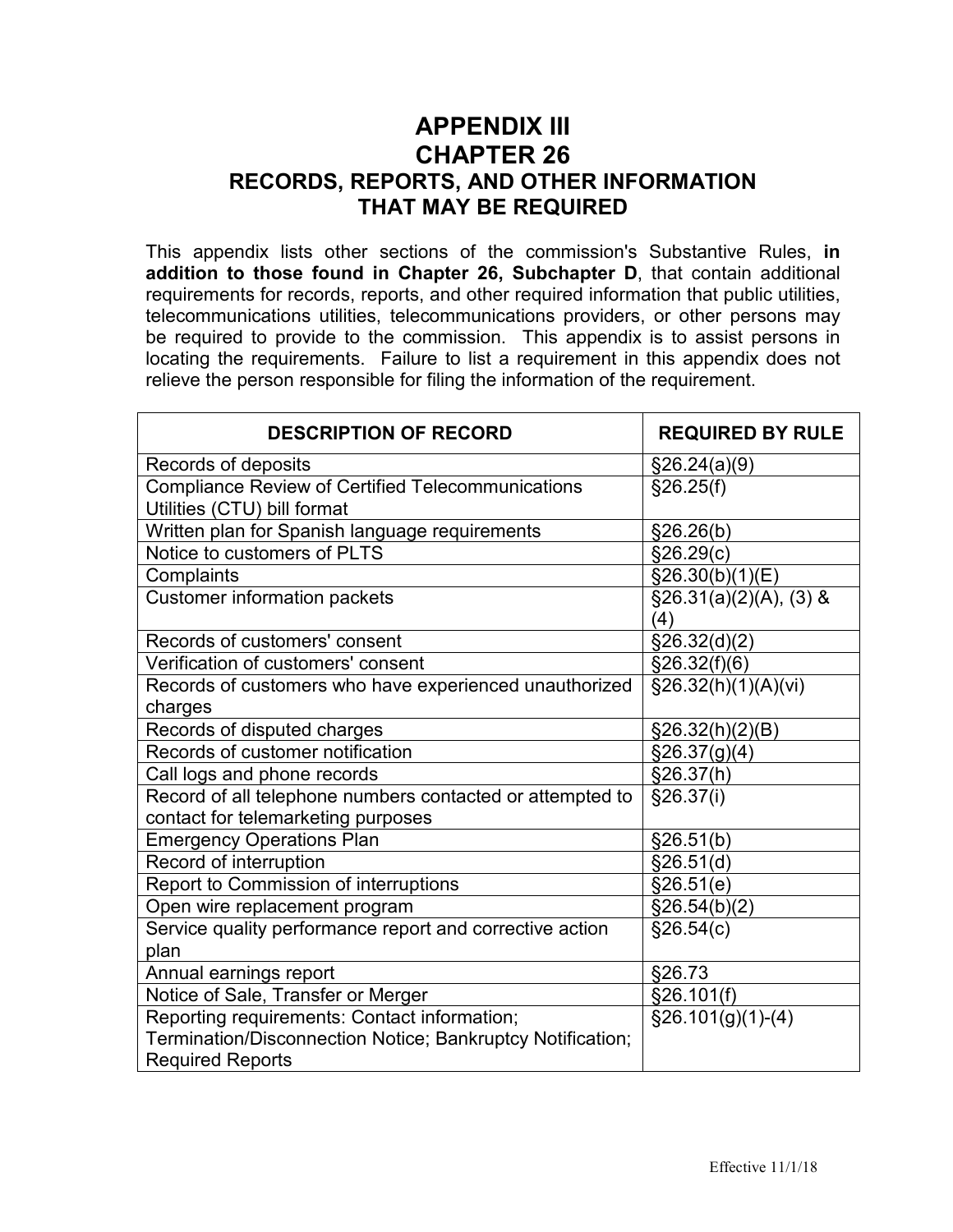# APPENDIX III
# CHAPTER 26
## RECORDS, REPORTS, AND OTHER INFORMATION THAT MAY BE REQUIRED

This appendix lists other sections of the commission's Substantive Rules, **in addition to those found in Chapter 26, Subchapter D**, that contain additional requirements for records, reports, and other required information that public utilities, telecommunications utilities, telecommunications providers, or other persons may be required to provide to the commission. This appendix is to assist persons in locating the requirements. Failure to list a requirement in this appendix does not relieve the person responsible for filing the information of the requirement.

| DESCRIPTION OF RECORD | REQUIRED BY RULE |
|---|---|
| Records of deposits | §26.24(a)(9) |
| Compliance Review of Certified Telecommunications Utilities (CTU) bill format | §26.25(f) |
| Written plan for Spanish language requirements | §26.26(b) |
| Notice to customers of PLTS | §26.29(c) |
| Complaints | §26.30(b)(1)(E) |
| Customer information packets | §26.31(a)(2)(A), (3) & (4) |
| Records of customers' consent | §26.32(d)(2) |
| Verification of customers' consent | §26.32(f)(6) |
| Records of customers who have experienced unauthorized charges | §26.32(h)(1)(A)(vi) |
| Records of disputed charges | §26.32(h)(2)(B) |
| Records of customer notification | §26.37(g)(4) |
| Call logs and phone records | §26.37(h) |
| Record of all telephone numbers contacted or attempted to contact for telemarketing purposes | §26.37(i) |
| Emergency Operations Plan | §26.51(b) |
| Record of interruption | §26.51(d) |
| Report to Commission of interruptions | §26.51(e) |
| Open wire replacement program | §26.54(b)(2) |
| Service quality performance report and corrective action plan | §26.54(c) |
| Annual earnings report | §26.73 |
| Notice of Sale, Transfer or Merger | §26.101(f) |
| Reporting requirements: Contact information; Termination/Disconnection Notice; Bankruptcy Notification; Required Reports | §26.101(g)(1)-(4) |

Effective 11/1/18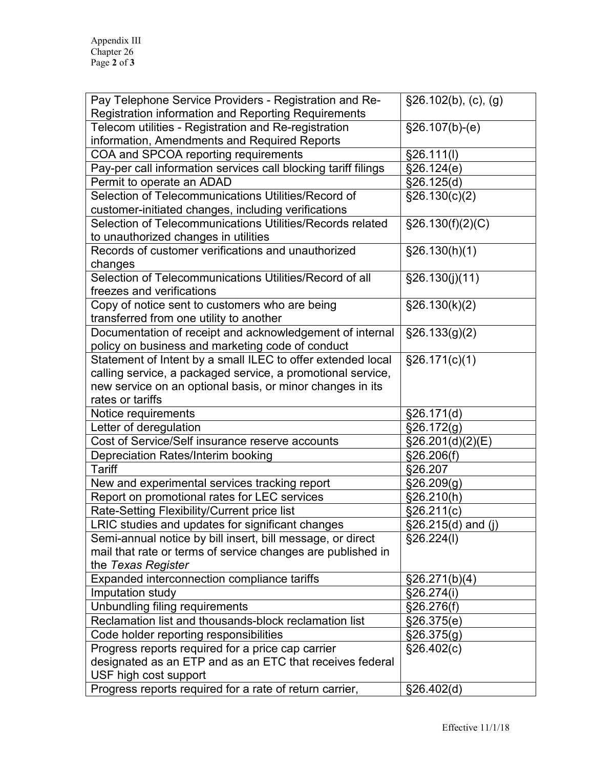| | |
|---|---|
| Pay Telephone Service Providers - Registration and Re-Registration information and Reporting Requirements | §26.102(b), (c), (g) |
| Telecom utilities - Registration and Re-registration information, Amendments and Required Reports | §26.107(b)-(e) |
| COA and SPCOA reporting requirements | §26.111(l) |
| Pay-per call information services call blocking tariff filings | §26.124(e) |
| Permit to operate an ADAD | §26.125(d) |
| Selection of Telecommunications Utilities/Record of customer-initiated changes, including verifications | §26.130(c)(2) |
| Selection of Telecommunications Utilities/Records related to unauthorized changes in utilities | §26.130(f)(2)(C) |
| Records of customer verifications and unauthorized changes | §26.130(h)(1) |
| Selection of Telecommunications Utilities/Record of all freezes and verifications | §26.130(j)(11) |
| Copy of notice sent to customers who are being transferred from one utility to another | §26.130(k)(2) |
| Documentation of receipt and acknowledgement of internal policy on business and marketing code of conduct | §26.133(g)(2) |
| Statement of Intent by a small ILEC to offer extended local calling service, a packaged service, a promotional service, new service on an optional basis, or minor changes in its rates or tariffs | §26.171(c)(1) |
| Notice requirements | §26.171(d) |
| Letter of deregulation | §26.172(g) |
| Cost of Service/Self insurance reserve accounts | §26.201(d)(2)(E) |
| Depreciation Rates/Interim booking | §26.206(f) |
| Tariff | §26.207 |
| New and experimental services tracking report | §26.209(g) |
| Report on promotional rates for LEC services | §26.210(h) |
| Rate-Setting Flexibility/Current price list | §26.211(c) |
| LRIC studies and updates for significant changes | §26.215(d) and (j) |
| Semi-annual notice by bill insert, bill message, or direct mail that rate or terms of service changes are published in the *Texas Register* | §26.224(l) |
| Expanded interconnection compliance tariffs | §26.271(b)(4) |
| Imputation study | §26.274(i) |
| Unbundling filing requirements | §26.276(f) |
| Reclamation list and thousands-block reclamation list | §26.375(e) |
| Code holder reporting responsibilities | §26.375(g) |
| Progress reports required for a price cap carrier designated as an ETP and as an ETC that receives federal USF high cost support | §26.402(c) |
| Progress reports required for a rate of return carrier, | §26.402(d) |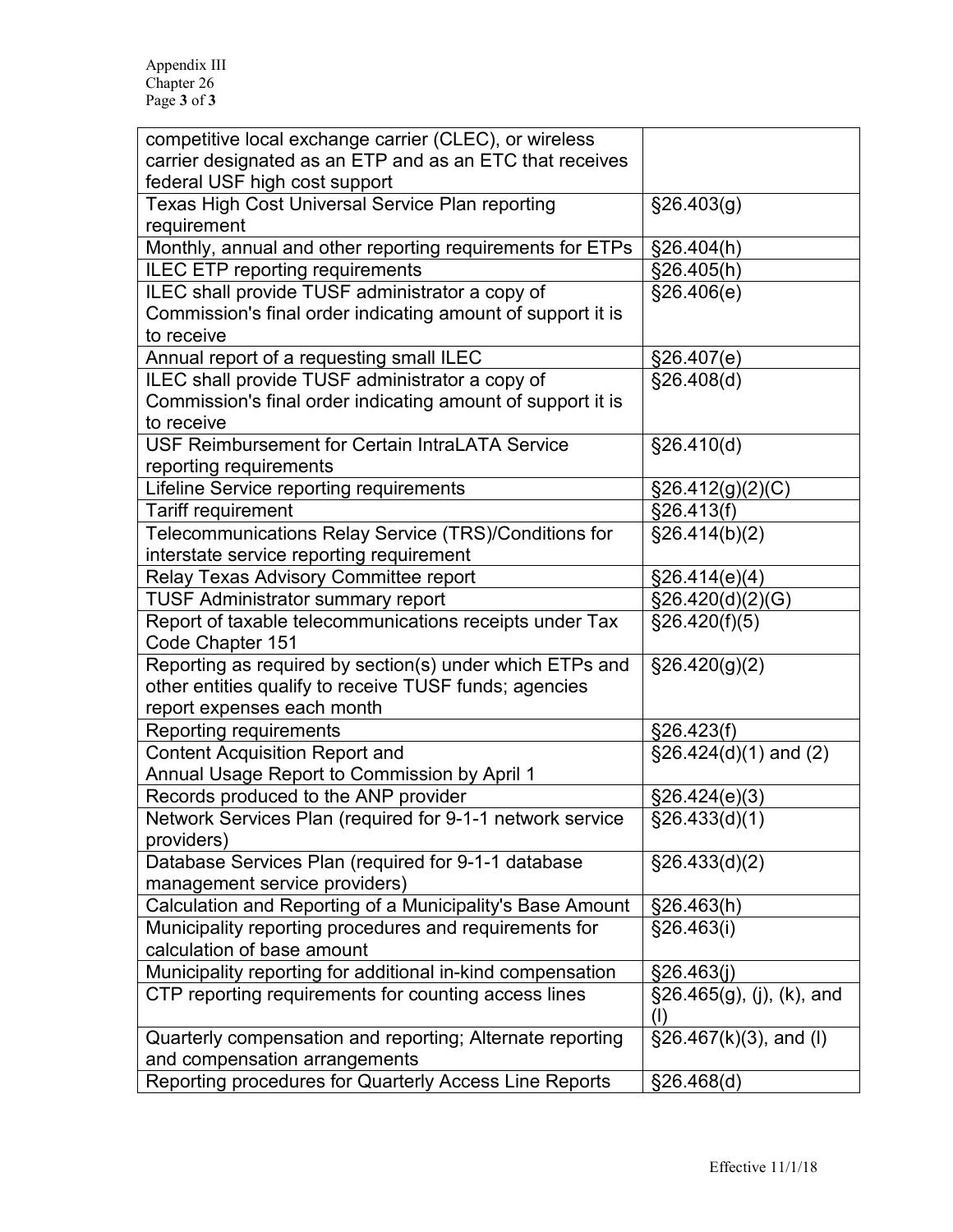| | |
|---|---|
| competitive local exchange carrier (CLEC), or wireless carrier designated as an ETP and as an ETC that receives federal USF high cost support | |
| Texas High Cost Universal Service Plan reporting requirement | §26.403(g) |
| Monthly, annual and other reporting requirements for ETPs | §26.404(h) |
| ILEC ETP reporting requirements | §26.405(h) |
| ILEC shall provide TUSF administrator a copy of Commission's final order indicating amount of support it is to receive | §26.406(e) |
| Annual report of a requesting small ILEC | §26.407(e) |
| ILEC shall provide TUSF administrator a copy of Commission's final order indicating amount of support it is to receive | §26.408(d) |
| USF Reimbursement for Certain IntraLATA Service reporting requirements | §26.410(d) |
| Lifeline Service reporting requirements | §26.412(g)(2)(C) |
| Tariff requirement | §26.413(f) |
| Telecommunications Relay Service (TRS)/Conditions for interstate service reporting requirement | §26.414(b)(2) |
| Relay Texas Advisory Committee report | §26.414(e)(4) |
| TUSF Administrator summary report | §26.420(d)(2)(G) |
| Report of taxable telecommunications receipts under Tax Code Chapter 151 | §26.420(f)(5) |
| Reporting as required by section(s) under which ETPs and other entities qualify to receive TUSF funds; agencies report expenses each month | §26.420(g)(2) |
| Reporting requirements | §26.423(f) |
| Content Acquisition Report and Annual Usage Report to Commission by April 1 | §26.424(d)(1) and (2) |
| Records produced to the ANP provider | §26.424(e)(3) |
| Network Services Plan (required for 9-1-1 network service providers) | §26.433(d)(1) |
| Database Services Plan (required for 9-1-1 database management service providers) | §26.433(d)(2) |
| Calculation and Reporting of a Municipality's Base Amount | §26.463(h) |
| Municipality reporting procedures and requirements for calculation of base amount | §26.463(i) |
| Municipality reporting for additional in-kind compensation | §26.463(j) |
| CTP reporting requirements for counting access lines | §26.465(g), (j), (k), and (l) |
| Quarterly compensation and reporting; Alternate reporting and compensation arrangements | §26.467(k)(3), and (l) |
| Reporting procedures for Quarterly Access Line Reports | §26.468(d) |